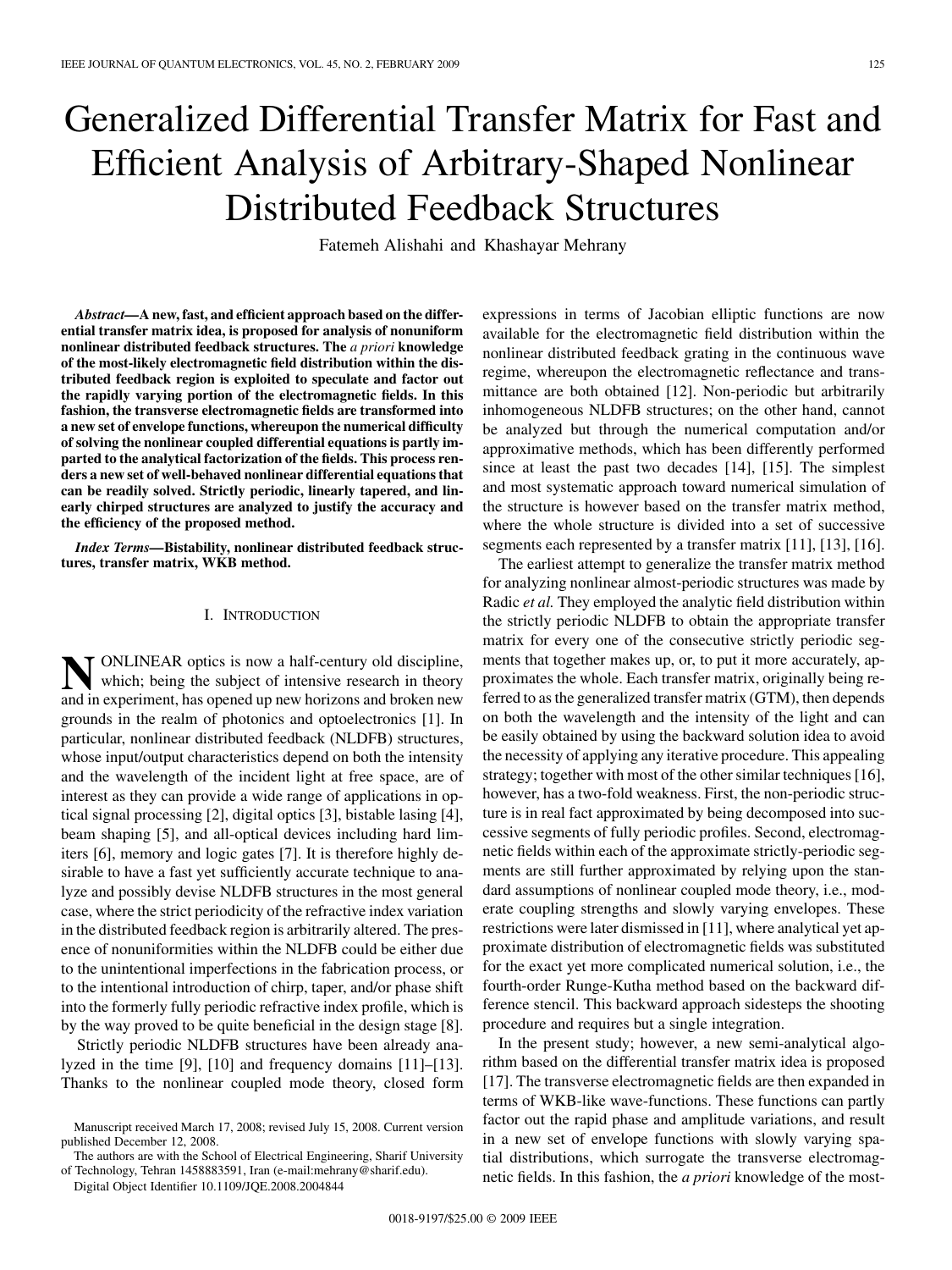# Generalized Differential Transfer Matrix for Fast and Efficient Analysis of Arbitrary-Shaped Nonlinear Distributed Feedback Structures

Fatemeh Alishahi and Khashayar Mehrany

***Abstract*—A new, fast, and efficient approach based on the differential transfer matrix idea, is proposed for analysis of nonuniform nonlinear distributed feedback structures. The *a priori* knowledge of the most-likely electromagnetic field distribution within the distributed feedback region is exploited to speculate and factor out the rapidly varying portion of the electromagnetic fields. In this fashion, the transverse electromagnetic fields are transformed into a new set of envelope functions, whereupon the numerical difficulty of solving the nonlinear coupled differential equations is partly imparted to the analytical factorization of the fields. This process renders a new set of well-behaved nonlinear differential equations that can be readily solved. Strictly periodic, linearly tapered, and linearly chirped structures are analyzed to justify the accuracy and the efficiency of the proposed method.**

***Index Terms*—Bistability, nonlinear distributed feedback structures, transfer matrix, WKB method.**

## I. Introduction

**N**ONLINEAR optics is now a half-century old discipline, which; being the subject of intensive research in theory and in experiment, has opened up new horizons and broken new grounds in the realm of photonics and optoelectronics [1]. In particular, nonlinear distributed feedback (NLDFB) structures, whose input/output characteristics depend on both the intensity and the wavelength of the incident light at free space, are of interest as they can provide a wide range of applications in optical signal processing [2], digital optics [3], bistable lasing [4], beam shaping [5], and all-optical devices including hard limiters [6], memory and logic gates [7]. It is therefore highly desirable to have a fast yet sufficiently accurate technique to analyze and possibly devise NLDFB structures in the most general case, where the strict periodicity of the refractive index variation in the distributed feedback region is arbitrarily altered. The presence of nonuniformities within the NLDFB could be either due to the unintentional imperfections in the fabrication process, or to the intentional introduction of chirp, taper, and/or phase shift into the formerly fully periodic refractive index profile, which is by the way proved to be quite beneficial in the design stage [8].

Strictly periodic NLDFB structures have been already analyzed in the time [9], [10] and frequency domains [11]–[13]. Thanks to the nonlinear coupled mode theory, closed form expressions in terms of Jacobian elliptic functions are now available for the electromagnetic field distribution within the nonlinear distributed feedback grating in the continuous wave regime, whereupon the electromagnetic reflectance and transmittance are both obtained [12]. Non-periodic but arbitrarily inhomogeneous NLDFB structures; on the other hand, cannot be analyzed but through the numerical computation and/or approximative methods, which has been differently performed since at least the past two decades [14], [15]. The simplest and most systematic approach toward numerical simulation of the structure is however based on the transfer matrix method, where the whole structure is divided into a set of successive segments each represented by a transfer matrix [11], [13], [16].

The earliest attempt to generalize the transfer matrix method for analyzing nonlinear almost-periodic structures was made by Radic *et al.* They employed the analytic field distribution within the strictly periodic NLDFB to obtain the appropriate transfer matrix for every one of the consecutive strictly periodic segments that together makes up, or, to put it more accurately, approximates the whole. Each transfer matrix, originally being referred to as the generalized transfer matrix (GTM), then depends on both the wavelength and the intensity of the light and can be easily obtained by using the backward solution idea to avoid the necessity of applying any iterative procedure. This appealing strategy; together with most of the other similar techniques [16], however, has a two-fold weakness. First, the non-periodic structure is in real fact approximated by being decomposed into successive segments of fully periodic profiles. Second, electromagnetic fields within each of the approximate strictly-periodic segments are still further approximated by relying upon the standard assumptions of nonlinear coupled mode theory, i.e., moderate coupling strengths and slowly varying envelopes. These restrictions were later dismissed in [11], where analytical yet approximate distribution of electromagnetic fields was substituted for the exact yet more complicated numerical solution, i.e., the fourth-order Runge-Kutha method based on the backward difference stencil. This backward approach sidesteps the shooting procedure and requires but a single integration.

In the present study; however, a new semi-analytical algorithm based on the differential transfer matrix idea is proposed [17]. The transverse electromagnetic fields are then expanded in terms of WKB-like wave-functions. These functions can partly factor out the rapid phase and amplitude variations, and result in a new set of envelope functions with slowly varying spatial distributions, which surrogate the transverse electromagnetic fields. In this fashion, the *a priori* knowledge of the most-

Manuscript received March 17, 2008; revised July 15, 2008. Current version published December 12, 2008.

The authors are with the School of Electrical Engineering, Sharif University of Technology, Tehran 1458883591, Iran (e-mail:mehrany@sharif.edu).

Digital Object Identifier 10.1109/JQE.2008.2004844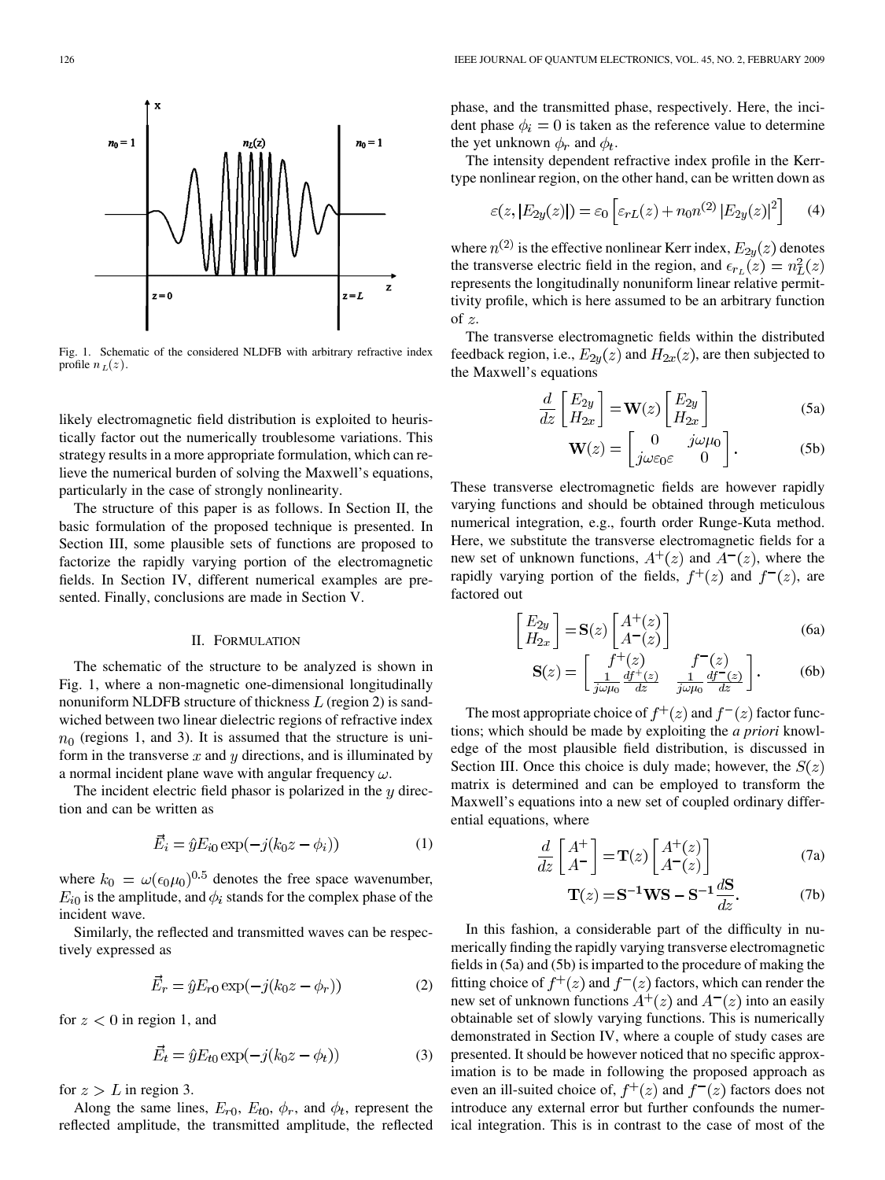Fig. 1. Schematic of the considered NLDFB with arbitrary refractive index profile $n_L(z)$.

likely electromagnetic field distribution is exploited to heuristically factor out the numerically troublesome variations. This strategy results in a more appropriate formulation, which can relieve the numerical burden of solving the Maxwell's equations, particularly in the case of strongly nonlinearity.

The structure of this paper is as follows. In Section II, the basic formulation of the proposed technique is presented. In Section III, some plausible sets of functions are proposed to factorize the rapidly varying portion of the electromagnetic fields. In Section IV, different numerical examples are presented. Finally, conclusions are made in Section V.

## II. Formulation

The schematic of the structure to be analyzed is shown in Fig. 1, where a non-magnetic one-dimensional longitudinally nonuniform NLDFB structure of thickness $L$ (region 2) is sandwiched between two linear dielectric regions of refractive index $n_0$ (regions 1, and 3). It is assumed that the structure is uniform in the transverse $x$ and $y$ directions, and is illuminated by a normal incident plane wave with angular frequency $\omega$.

The incident electric field phasor is polarized in the $y$ direction and can be written as

$$\vec{E}_i = \hat{y}E_{i0}\exp(-j(k_0 z - \phi_i)) \tag{1}$$

where $k_0 = \omega(\epsilon_0\mu_0)^{0.5}$ denotes the free space wavenumber, $E_{i0}$ is the amplitude, and $\phi_i$ stands for the complex phase of the incident wave.

Similarly, the reflected and transmitted waves can be respectively expressed as

$$\vec{E}_r = \hat{y}E_{r0}\exp(-j(k_0 z - \phi_r)) \tag{2}$$

for $z < 0$ in region 1, and

$$\vec{E}_t = \hat{y}E_{t0}\exp(-j(k_0 z - \phi_t)) \tag{3}$$

for $z > L$ in region 3.

Along the same lines, $E_{r0}$, $E_{t0}$, $\phi_r$, and $\phi_t$, represent the reflected amplitude, the transmitted amplitude, the reflected phase, and the transmitted phase, respectively. Here, the incident phase $\phi_i = 0$ is taken as the reference value to determine the yet unknown $\phi_r$ and $\phi_t$.

The intensity dependent refractive index profile in the Kerr-type nonlinear region, on the other hand, can be written down as

$$\varepsilon(z, |E_{2y}(z)|) = \varepsilon_0\left[\varepsilon_{rL}(z) + n_0 n^{(2)}|E_{2y}(z)|^2\right] \tag{4}$$

where $n^{(2)}$ is the effective nonlinear Kerr index, $E_{2y}(z)$ denotes the transverse electric field in the region, and $\epsilon_{r_L}(z) = n_L^2(z)$ represents the longitudinally nonuniform linear relative permittivity profile, which is here assumed to be an arbitrary function of $z$.

The transverse electromagnetic fields within the distributed feedback region, i.e., $E_{2y}(z)$ and $H_{2x}(z)$, are then subjected to the Maxwell's equations

$$\frac{d}{dz}\begin{bmatrix} E_{2y} \\ H_{2x} \end{bmatrix} = \mathbf{W}(z)\begin{bmatrix} E_{2y} \\ H_{2x} \end{bmatrix} \tag{5a}$$

$$\mathbf{W}(z) = \begin{bmatrix} 0 & j\omega\mu_0 \\ j\omega\varepsilon_0\varepsilon & 0 \end{bmatrix}. \tag{5b}$$

These transverse electromagnetic fields are however rapidly varying functions and should be obtained through meticulous numerical integration, e.g., fourth order Runge-Kuta method. Here, we substitute the transverse electromagnetic fields for a new set of unknown functions, $A^+(z)$ and $A^-(z)$, where the rapidly varying portion of the fields, $f^+(z)$ and $f^-(z)$, are factored out

$$\begin{bmatrix} E_{2y} \\ H_{2x} \end{bmatrix} = \mathbf{S}(z)\begin{bmatrix} A^+(z) \\ A^-(z) \end{bmatrix} \tag{6a}$$

$$\mathbf{S}(z) = \begin{bmatrix} f^+(z) & f^-(z) \\ \frac{1}{j\omega\mu_0}\frac{df^+(z)}{dz} & \frac{1}{j\omega\mu_0}\frac{df^-(z)}{dz} \end{bmatrix}. \tag{6b}$$

The most appropriate choice of $f^+(z)$ and $f^-(z)$ factor functions; which should be made by exploiting the *a priori* knowledge of the most plausible field distribution, is discussed in Section III. Once this choice is duly made; however, the $S(z)$ matrix is determined and can be employed to transform the Maxwell's equations into a new set of coupled ordinary differential equations, where

$$\frac{d}{dz}\begin{bmatrix} A^+ \\ A^- \end{bmatrix} = \mathbf{T}(z)\begin{bmatrix} A^+(z) \\ A^-(z) \end{bmatrix} \tag{7a}$$

$$\mathbf{T}(z) = \mathbf{S}^{-1}\mathbf{W}\mathbf{S} - \mathbf{S}^{-1}\frac{d\mathbf{S}}{dz}. \tag{7b}$$

In this fashion, a considerable part of the difficulty in numerically finding the rapidly varying transverse electromagnetic fields in (5a) and (5b) is imparted to the procedure of making the fitting choice of $f^+(z)$ and $f^-(z)$ factors, which can render the new set of unknown functions $A^+(z)$ and $A^-(z)$ into an easily obtainable set of slowly varying functions. This is numerically demonstrated in Section IV, where a couple of study cases are presented. It should be however noticed that no specific approximation is to be made in following the proposed approach as even an ill-suited choice of, $f^+(z)$ and $f^-(z)$ factors does not introduce any external error but further confounds the numerical integration. This is in contrast to the case of most of the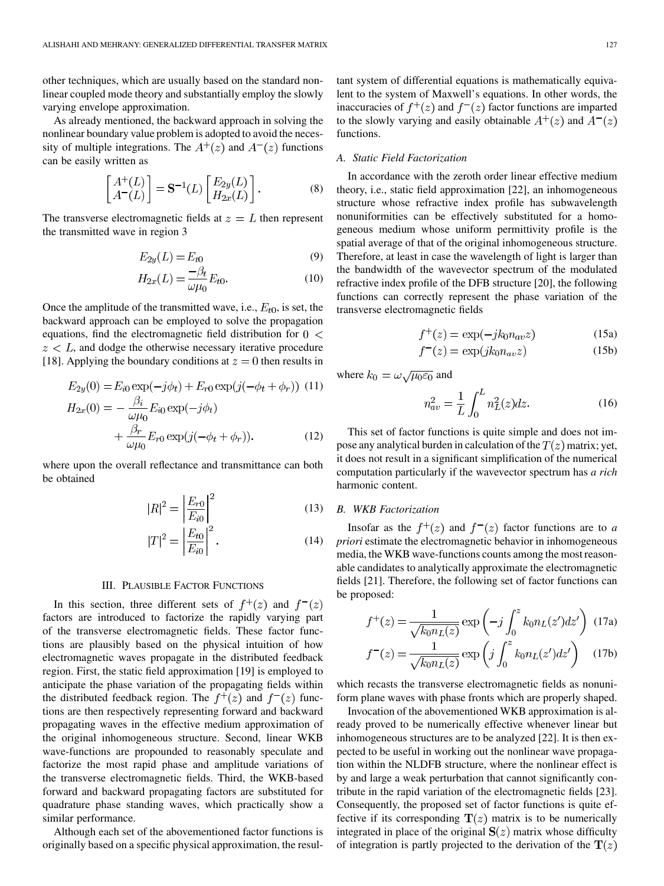other techniques, which are usually based on the standard nonlinear coupled mode theory and substantially employ the slowly varying envelope approximation.

As already mentioned, the backward approach in solving the nonlinear boundary value problem is adopted to avoid the necessity of multiple integrations. The $A^+(z)$ and $A^-(z)$ functions can be easily written as

$$\begin{bmatrix} A^+(L) \\ A^-(L) \end{bmatrix} = \mathbf{S}^{-1}(L) \begin{bmatrix} E_{2y}(L) \\ H_{2x}(L) \end{bmatrix}. \tag{8}$$

The transverse electromagnetic fields at $z = L$ then represent the transmitted wave in region 3

$$E_{2y}(L) = E_{t0} \tag{9}$$

$$H_{2x}(L) = \frac{-\beta_t}{\omega\mu_0} E_{t0}. \tag{10}$$

Once the amplitude of the transmitted wave, i.e., $E_{t0}$, is set, the backward approach can be employed to solve the propagation equations, find the electromagnetic field distribution for $0 < z < L$, and dodge the otherwise necessary iterative procedure [18]. Applying the boundary conditions at $z = 0$ then results in

$$E_{2y}(0) = E_{i0}\exp(-j\phi_t) + E_{r0}\exp(j(-\phi_t + \phi_r)) \tag{11}$$

$$H_{2x}(0) = -\frac{\beta_i}{\omega\mu_0} E_{i0}\exp(-j\phi_t) + \frac{\beta_r}{\omega\mu_0} E_{r0}\exp(j(-\phi_t + \phi_r)). \tag{12}$$

where upon the overall reflectance and transmittance can both be obtained

$$|R|^2 = \left|\frac{E_{r0}}{E_{i0}}\right|^2 \tag{13}$$

$$|T|^2 = \left|\frac{E_{t0}}{E_{i0}}\right|^2. \tag{14}$$

## III. Plausible Factor Functions

In this section, three different sets of $f^+(z)$ and $f^-(z)$ factors are introduced to factorize the rapidly varying part of the transverse electromagnetic fields. These factor functions are plausibly based on the physical intuition of how electromagnetic waves propagate in the distributed feedback region. First, the static field approximation [19] is employed to anticipate the phase variation of the propagating fields within the distributed feedback region. The $f^+(z)$ and $f^-(z)$ functions are then respectively representing forward and backward propagating waves in the effective medium approximation of the original inhomogeneous structure. Second, linear WKB wave-functions are propounded to reasonably speculate and factorize the most rapid phase and amplitude variations of the transverse electromagnetic fields. Third, the WKB-based forward and backward propagating factors are substituted for quadrature phase standing waves, which practically show a similar performance.

Although each set of the abovementioned factor functions is originally based on a specific physical approximation, the resultant system of differential equations is mathematically equivalent to the system of Maxwell's equations. In other words, the inaccuracies of $f^+(z)$ and $f^-(z)$ factor functions are imparted to the slowly varying and easily obtainable $A^+(z)$ and $A^-(z)$ functions.

### A. Static Field Factorization

In accordance with the zeroth order linear effective medium theory, i.e., static field approximation [22], an inhomogeneous structure whose refractive index profile has subwavelength nonuniformities can be effectively substituted for a homogeneous medium whose uniform permittivity profile is the spatial average of that of the original inhomogeneous structure. Therefore, at least in case the wavelength of light is larger than the bandwidth of the wavevector spectrum of the modulated refractive index profile of the DFB structure [20], the following functions can correctly represent the phase variation of the transverse electromagnetic fields

$$f^+(z) = \exp(-jk_0 n_{av} z) \tag{15a}$$

$$f^-(z) = \exp(jk_0 n_{av} z) \tag{15b}$$

where $k_0 = \omega\sqrt{\mu_0\varepsilon_0}$ and

$$n_{av}^2 = \frac{1}{L}\int_0^L n_L^2(z)dz. \tag{16}$$

This set of factor functions is quite simple and does not impose any analytical burden in calculation of the $T(z)$ matrix; yet, it does not result in a significant simplification of the numerical computation particularly if the wavevector spectrum has *a rich* harmonic content.

### B. WKB Factorization

Insofar as the $f^+(z)$ and $f^-(z)$ factor functions are to *a priori* estimate the electromagnetic behavior in inhomogeneous media, the WKB wave-functions counts among the most reasonable candidates to analytically approximate the electromagnetic fields [21]. Therefore, the following set of factor functions can be proposed:

$$f^+(z) = \frac{1}{\sqrt{k_0 n_L(z)}}\exp\left(-j\int_0^z k_0 n_L(z')dz'\right) \tag{17a}$$

$$f^-(z) = \frac{1}{\sqrt{k_0 n_L(z)}}\exp\left(j\int_0^z k_0 n_L(z')dz'\right) \tag{17b}$$

which recasts the transverse electromagnetic fields as nonuniform plane waves with phase fronts which are properly shaped.

Invocation of the abovementioned WKB approximation is already proved to be numerically effective whenever linear but inhomogeneous structures are to be analyzed [22]. It is then expected to be useful in working out the nonlinear wave propagation within the NLDFB structure, where the nonlinear effect is by and large a weak perturbation that cannot significantly contribute in the rapid variation of the electromagnetic fields [23]. Consequently, the proposed set of factor functions is quite effective if its corresponding $\mathbf{T}(z)$ matrix is to be numerically integrated in place of the original $\mathbf{S}(z)$ matrix whose difficulty of integration is partly projected to the derivation of the $\mathbf{T}(z)$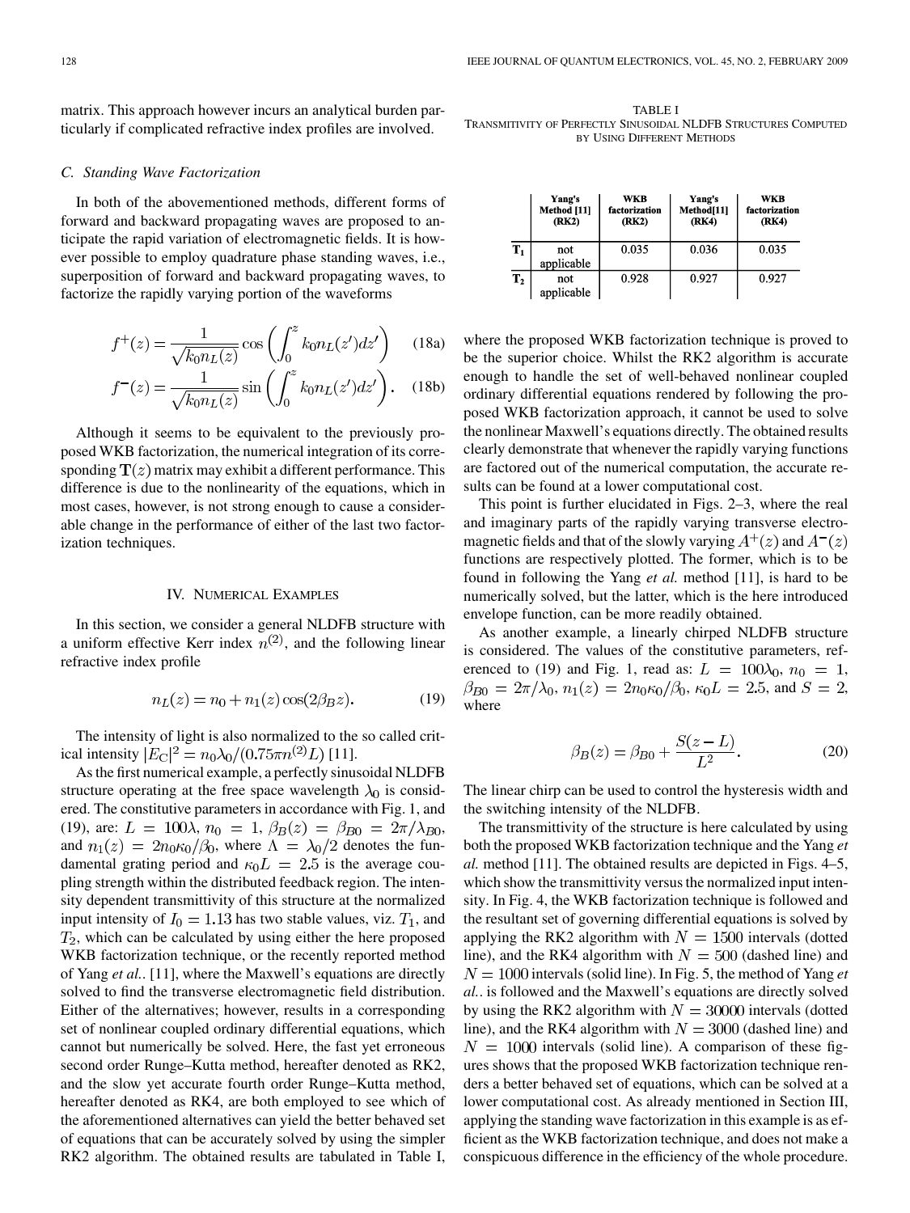matrix. This approach however incurs an analytical burden particularly if complicated refractive index profiles are involved.

### C. Standing Wave Factorization

In both of the abovementioned methods, different forms of forward and backward propagating waves are proposed to anticipate the rapid variation of electromagnetic fields. It is however possible to employ quadrature phase standing waves, i.e., superposition of forward and backward propagating waves, to factorize the rapidly varying portion of the waveforms

$$f^{+}(z) = \frac{1}{\sqrt{k_0 n_L(z)}} \cos\left(\int_0^z k_0 n_L(z')dz'\right) \quad (18a)$$

$$f^{-}(z) = \frac{1}{\sqrt{k_0 n_L(z)}} \sin\left(\int_0^z k_0 n_L(z')dz'\right). \quad (18b)$$

Although it seems to be equivalent to the previously proposed WKB factorization, the numerical integration of its corresponding $\mathbf{T}(z)$ matrix may exhibit a different performance. This difference is due to the nonlinearity of the equations, which in most cases, however, is not strong enough to cause a considerable change in the performance of either of the last two factorization techniques.

## IV. Numerical Examples

In this section, we consider a general NLDFB structure with a uniform effective Kerr index $n^{(2)}$, and the following linear refractive index profile

$$n_L(z) = n_0 + n_1(z)\cos(2\beta_B z). \quad (19)$$

The intensity of light is also normalized to the so called critical intensity $|E_C|^2 = n_0\lambda_0/(0.75\pi n^{(2)}L)$ [11].

As the first numerical example, a perfectly sinusoidal NLDFB structure operating at the free space wavelength $\lambda_0$ is considered. The constitutive parameters in accordance with Fig. 1, and (19), are: $L = 100\lambda$, $n_0 = 1$, $\beta_B(z) = \beta_{B0} = 2\pi/\lambda_{B0}$, and $n_1(z) = 2n_0\kappa_0/\beta_0$, where $\Lambda = \lambda_0/2$ denotes the fundamental grating period and $\kappa_0 L = 2.5$ is the average coupling strength within the distributed feedback region. The intensity dependent transmittivity of this structure at the normalized input intensity of $I_0 = 1.13$ has two stable values, viz. $T_1$, and $T_2$, which can be calculated by using either the here proposed WKB factorization technique, or the recently reported method of Yang *et al.*. [11], where the Maxwell's equations are directly solved to find the transverse electromagnetic field distribution. Either of the alternatives; however, results in a corresponding set of nonlinear coupled ordinary differential equations, which cannot but numerically be solved. Here, the fast yet erroneous second order Runge–Kutta method, hereafter denoted as RK2, and the slow yet accurate fourth order Runge–Kutta method, hereafter denoted as RK4, are both employed to see which of the aforementioned alternatives can yield the better behaved set of equations that can be accurately solved by using the simpler RK2 algorithm. The obtained results are tabulated in Table I, where the proposed WKB factorization technique is proved to be the superior choice. Whilst the RK2 algorithm is accurate enough to handle the set of well-behaved nonlinear coupled ordinary differential equations rendered by following the proposed WKB factorization approach, it cannot be used to solve the nonlinear Maxwell's equations directly. The obtained results clearly demonstrate that whenever the rapidly varying functions are factored out of the numerical computation, the accurate results can be found at a lower computational cost.

TABLE I
TRANSMITIVITY OF PERFECTLY SINUSOIDAL NLDFB STRUCTURES COMPUTED BY USING DIFFERENT METHODS

| | Yang's Method [11] (RK2) | WKB factorization (RK2) | Yang's Method[11] (RK4) | WKB factorization (RK4) |
|---|---|---|---|---|
| $T_1$ | not applicable | 0.035 | 0.036 | 0.035 |
| $T_2$ | not applicable | 0.928 | 0.927 | 0.927 |

This point is further elucidated in Figs. 2–3, where the real and imaginary parts of the rapidly varying transverse electromagnetic fields and that of the slowly varying $A^{+}(z)$ and $A^{-}(z)$ functions are respectively plotted. The former, which is to be found in following the Yang *et al.* method [11], is hard to be numerically solved, but the latter, which is the here introduced envelope function, can be more readily obtained.

As another example, a linearly chirped NLDFB structure is considered. The values of the constitutive parameters, referenced to (19) and Fig. 1, read as: $L = 100\lambda_0$, $n_0 = 1$, $\beta_{B0} = 2\pi/\lambda_0$, $n_1(z) = 2n_0\kappa_0/\beta_0$, $\kappa_0 L = 2.5$, and $S = 2$, where

$$\beta_B(z) = \beta_{B0} + \frac{S(z-L)}{L^2}. \quad (20)$$

The linear chirp can be used to control the hysteresis width and the switching intensity of the NLDFB.

The transmittivity of the structure is here calculated by using both the proposed WKB factorization technique and the Yang *et al.* method [11]. The obtained results are depicted in Figs. 4–5, which show the transmittivity versus the normalized input intensity. In Fig. 4, the WKB factorization technique is followed and the resultant set of governing differential equations is solved by applying the RK2 algorithm with $N = 1500$ intervals (dotted line), and the RK4 algorithm with $N = 500$ (dashed line) and $N = 1000$ intervals (solid line). In Fig. 5, the method of Yang *et al.*. is followed and the Maxwell's equations are directly solved by using the RK2 algorithm with $N = 30000$ intervals (dotted line), and the RK4 algorithm with $N = 3000$ (dashed line) and $N = 1000$ intervals (solid line). A comparison of these figures shows that the proposed WKB factorization technique renders a better behaved set of equations, which can be solved at a lower computational cost. As already mentioned in Section III, applying the standing wave factorization in this example is as efficient as the WKB factorization technique, and does not make a conspicuous difference in the efficiency of the whole procedure.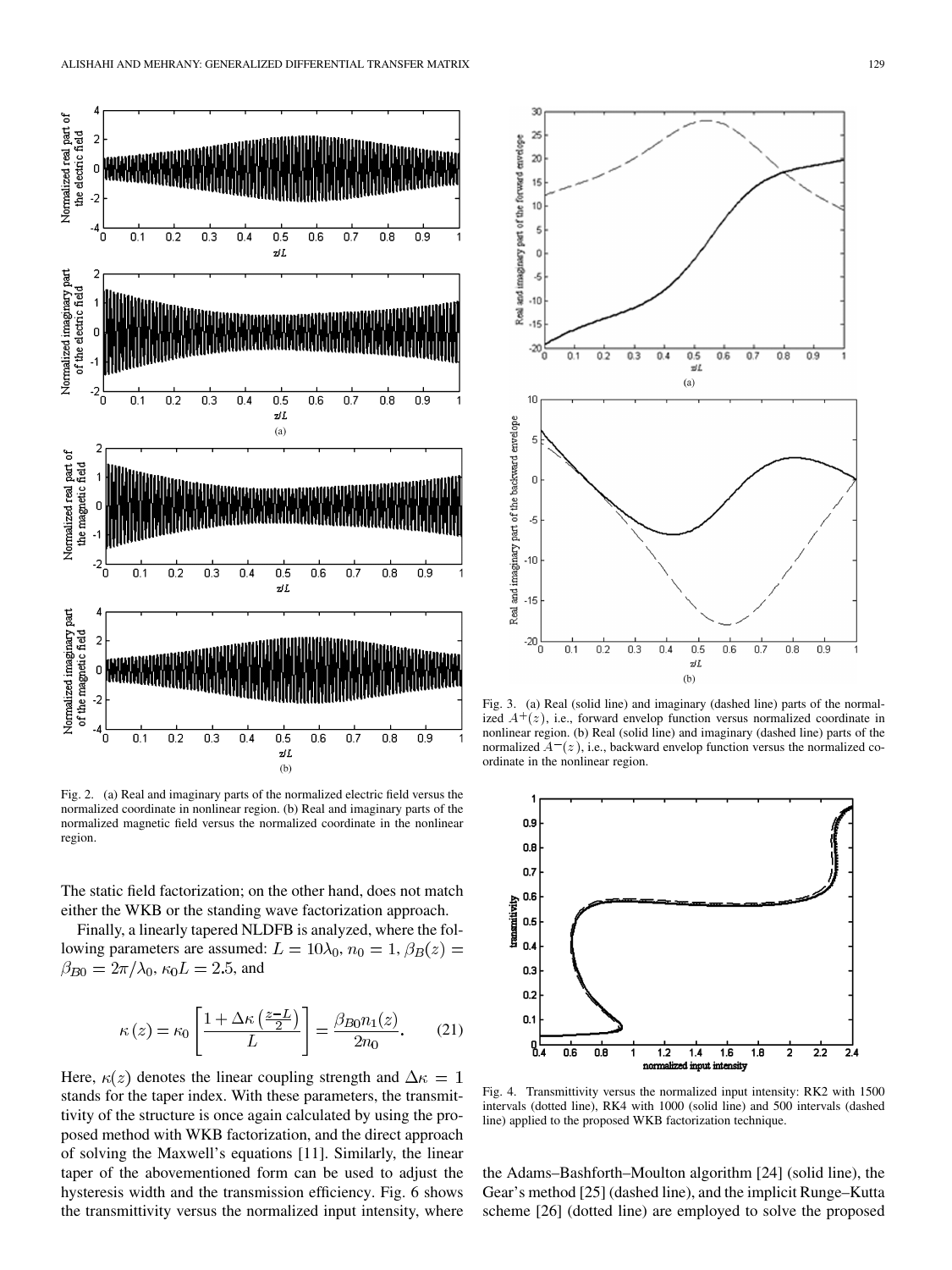Fig. 2. (a) Real and imaginary parts of the normalized electric field versus the normalized coordinate in nonlinear region. (b) Real and imaginary parts of the normalized magnetic field versus the normalized coordinate in the nonlinear region.

Fig. 3. (a) Real (solid line) and imaginary (dashed line) parts of the normalized $A^{+}(z)$, i.e., forward envelop function versus normalized coordinate in nonlinear region. (b) Real (solid line) and imaginary (dashed line) parts of the normalized $A^{-}(z)$, i.e., backward envelop function versus the normalized coordinate in the nonlinear region.

The static field factorization; on the other hand, does not match either the WKB or the standing wave factorization approach.

Finally, a linearly tapered NLDFB is analyzed, where the following parameters are assumed: $L = 10\lambda_0$, $n_0 = 1$, $\beta_B(z) = \beta_{B0} = 2\pi/\lambda_0$, $\kappa_0 L = 2.5$, and

$$\kappa(z) = \kappa_0 \left[ \frac{1 + \Delta\kappa \left( \frac{z - L}{2} \right)}{L} \right] = \frac{\beta_{B0} n_1(z)}{2 n_0}. \quad (21)$$

Here, $\kappa(z)$ denotes the linear coupling strength and $\Delta\kappa = 1$ stands for the taper index. With these parameters, the transmittivity of the structure is once again calculated by using the proposed method with WKB factorization, and the direct approach of solving the Maxwell's equations [11]. Similarly, the linear taper of the abovementioned form can be used to adjust the hysteresis width and the transmission efficiency. Fig. 6 shows the transmittivity versus the normalized input intensity, where the Adams–Bashforth–Moulton algorithm [24] (solid line), the Gear's method [25] (dashed line), and the implicit Runge–Kutta scheme [26] (dotted line) are employed to solve the proposed

Fig. 4. Transmittivity versus the normalized input intensity: RK2 with 1500 intervals (dotted line), RK4 with 1000 (solid line) and 500 intervals (dashed line) applied to the proposed WKB factorization technique.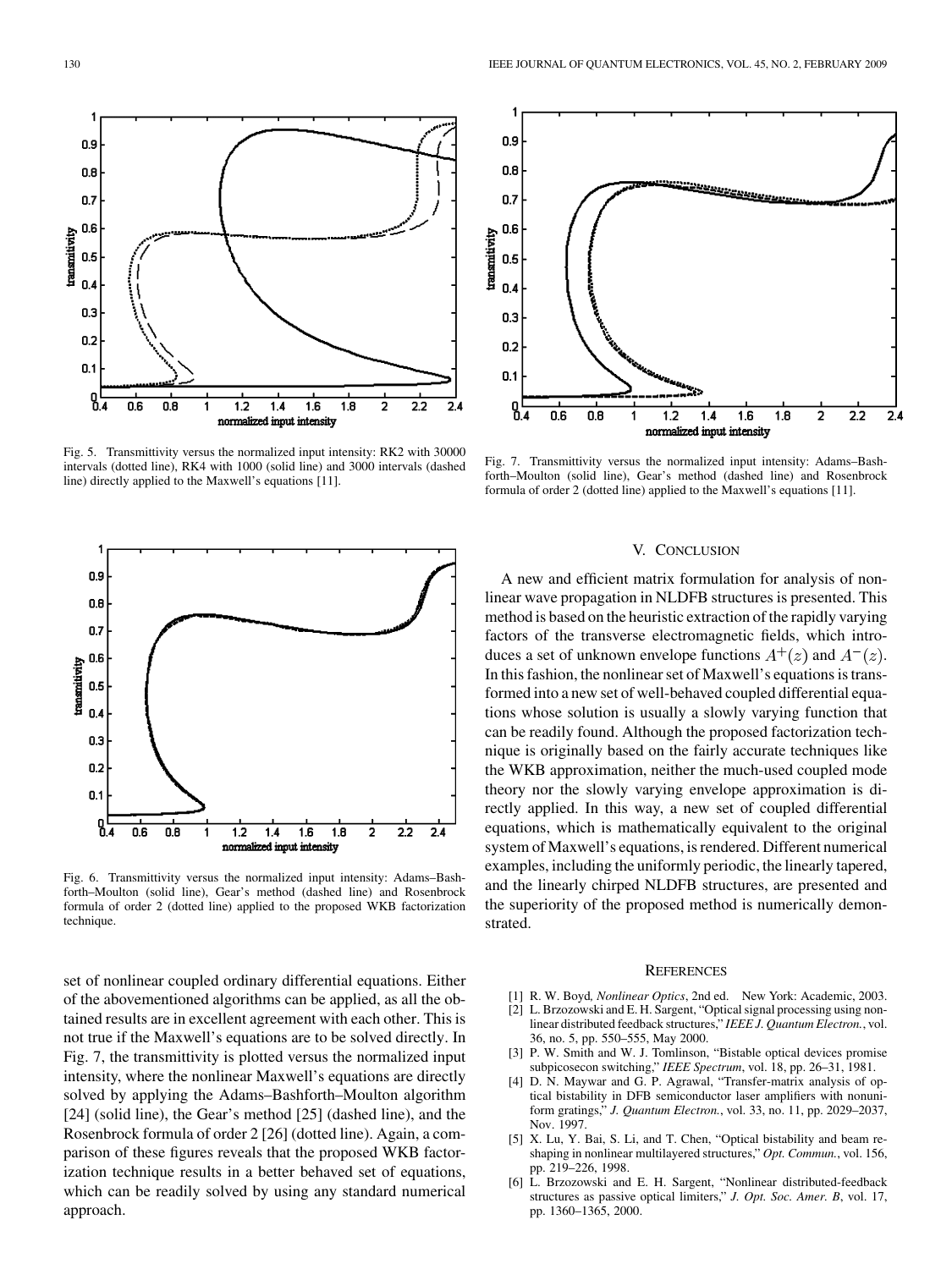Fig. 5. Transmittivity versus the normalized input intensity: RK2 with 30000 intervals (dotted line), RK4 with 1000 (solid line) and 3000 intervals (dashed line) directly applied to the Maxwell's equations [11].

Fig. 6. Transmittivity versus the normalized input intensity: Adams–Bashforth–Moulton (solid line), Gear's method (dashed line) and Rosenbrock formula of order 2 (dotted line) applied to the proposed WKB factorization technique.

set of nonlinear coupled ordinary differential equations. Either of the abovementioned algorithms can be applied, as all the obtained results are in excellent agreement with each other. This is not true if the Maxwell's equations are to be solved directly. In Fig. 7, the transmittivity is plotted versus the normalized input intensity, where the nonlinear Maxwell's equations are directly solved by applying the Adams–Bashforth–Moulton algorithm [24] (solid line), the Gear's method [25] (dashed line), and the Rosenbrock formula of order 2 [26] (dotted line). Again, a comparison of these figures reveals that the proposed WKB factorization technique results in a better behaved set of equations, which can be readily solved by using any standard numerical approach.

Fig. 7. Transmittivity versus the normalized input intensity: Adams–Bashforth–Moulton (solid line), Gear's method (dashed line) and Rosenbrock formula of order 2 (dotted line) applied to the Maxwell's equations [11].

## V. Conclusion

A new and efficient matrix formulation for analysis of nonlinear wave propagation in NLDFB structures is presented. This method is based on the heuristic extraction of the rapidly varying factors of the transverse electromagnetic fields, which introduces a set of unknown envelope functions $A^{+}(z)$ and $A^{-}(z)$. In this fashion, the nonlinear set of Maxwell's equations is transformed into a new set of well-behaved coupled differential equations whose solution is usually a slowly varying function that can be readily found. Although the proposed factorization technique is originally based on the fairly accurate techniques like the WKB approximation, neither the much-used coupled mode theory nor the slowly varying envelope approximation is directly applied. In this way, a new set of coupled differential equations, which is mathematically equivalent to the original system of Maxwell's equations, is rendered. Different numerical examples, including the uniformly periodic, the linearly tapered, and the linearly chirped NLDFB structures, are presented and the superiority of the proposed method is numerically demonstrated.

## References

[1] R. W. Boyd, *Nonlinear Optics*, 2nd ed. New York: Academic, 2003.

[2] L. Brzozowski and E. H. Sargent, "Optical signal processing using nonlinear distributed feedback structures," *IEEE J. Quantum Electron.*, vol. 36, no. 5, pp. 550–555, May 2000.

[3] P. W. Smith and W. J. Tomlinson, "Bistable optical devices promise subpicosecon switching," *IEEE Spectrum*, vol. 18, pp. 26–31, 1981.

[4] D. N. Maywar and G. P. Agrawal, "Transfer-matrix analysis of optical bistability in DFB semiconductor laser amplifiers with nonuniform gratings," *J. Quantum Electron.*, vol. 33, no. 11, pp. 2029–2037, Nov. 1997.

[5] X. Lu, Y. Bai, S. Li, and T. Chen, "Optical bistability and beam reshaping in nonlinear multilayered structures," *Opt. Commun.*, vol. 156, pp. 219–226, 1998.

[6] L. Brzozowski and E. H. Sargent, "Nonlinear distributed-feedback structures as passive optical limiters," *J. Opt. Soc. Amer. B*, vol. 17, pp. 1360–1365, 2000.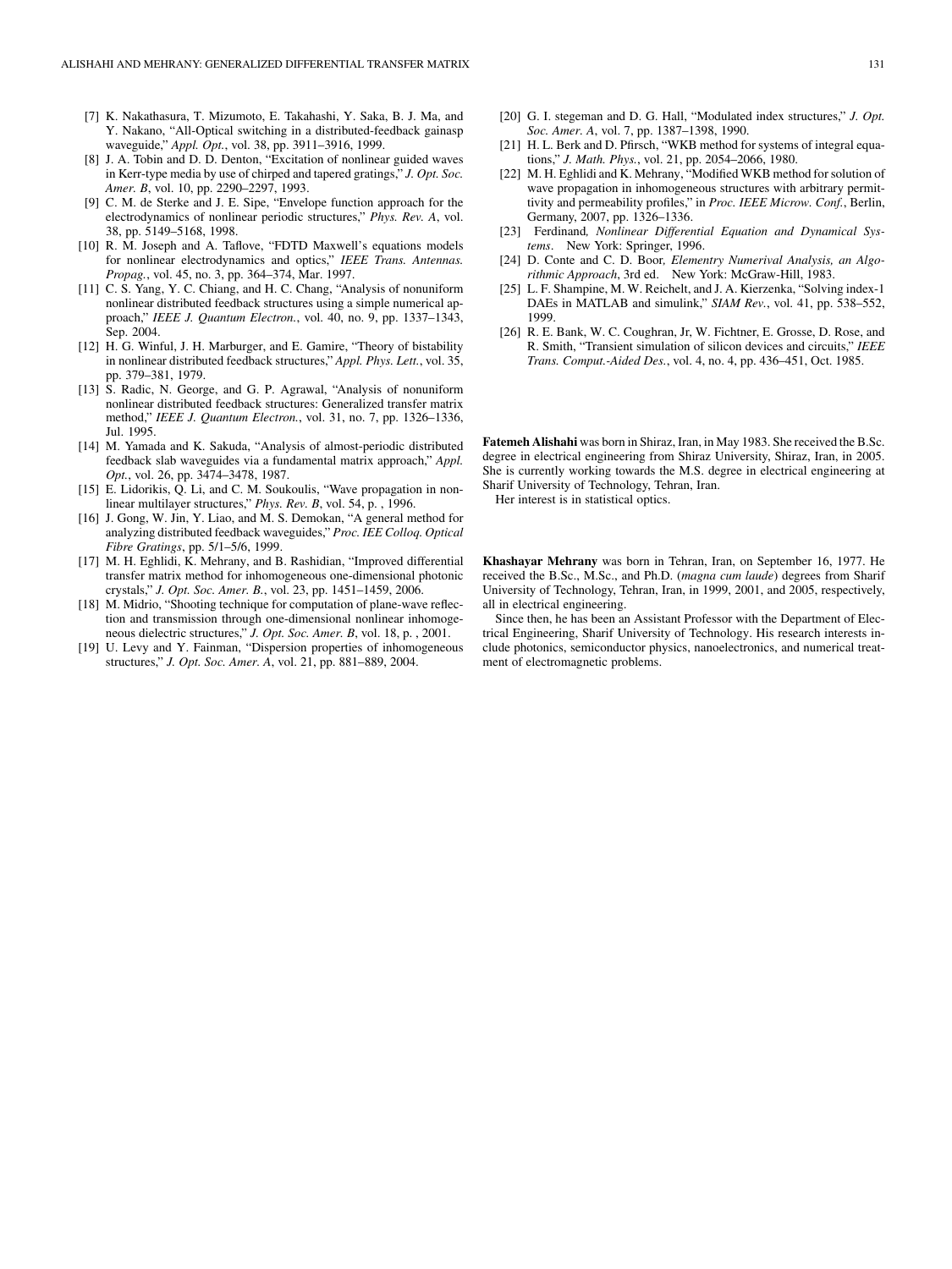[7] K. Nakathasura, T. Mizumoto, E. Takahashi, Y. Saka, B. J. Ma, and Y. Nakano, "All-Optical switching in a distributed-feedback gainasp waveguide," *Appl. Opt.*, vol. 38, pp. 3911–3916, 1999.

[8] J. A. Tobin and D. D. Denton, "Excitation of nonlinear guided waves in Kerr-type media by use of chirped and tapered gratings," *J. Opt. Soc. Amer. B*, vol. 10, pp. 2290–2297, 1993.

[9] C. M. de Sterke and J. E. Sipe, "Envelope function approach for the electrodynamics of nonlinear periodic structures," *Phys. Rev. A*, vol. 38, pp. 5149–5168, 1998.

[10] R. M. Joseph and A. Taflove, "FDTD Maxwell's equations models for nonlinear electrodynamics and optics," *IEEE Trans. Antennas. Propag.*, vol. 45, no. 3, pp. 364–374, Mar. 1997.

[11] C. S. Yang, Y. C. Chiang, and H. C. Chang, "Analysis of nonuniform nonlinear distributed feedback structures using a simple numerical approach," *IEEE J. Quantum Electron.*, vol. 40, no. 9, pp. 1337–1343, Sep. 2004.

[12] H. G. Winful, J. H. Marburger, and E. Gamire, "Theory of bistability in nonlinear distributed feedback structures," *Appl. Phys. Lett.*, vol. 35, pp. 379–381, 1979.

[13] S. Radic, N. George, and G. P. Agrawal, "Analysis of nonuniform nonlinear distributed feedback structures: Generalized transfer matrix method," *IEEE J. Quantum Electron.*, vol. 31, no. 7, pp. 1326–1336, Jul. 1995.

[14] M. Yamada and K. Sakuda, "Analysis of almost-periodic distributed feedback slab waveguides via a fundamental matrix approach," *Appl. Opt.*, vol. 26, pp. 3474–3478, 1987.

[15] E. Lidorikis, Q. Li, and C. M. Soukoulis, "Wave propagation in nonlinear multilayer structures," *Phys. Rev. B*, vol. 54, p. , 1996.

[16] J. Gong, W. Jin, Y. Liao, and M. S. Demokan, "A general method for analyzing distributed feedback waveguides," *Proc. IEE Colloq. Optical Fibre Gratings*, pp. 5/1–5/6, 1999.

[17] M. H. Eghlidi, K. Mehrany, and B. Rashidian, "Improved differential transfer matrix method for inhomogeneous one-dimensional photonic crystals," *J. Opt. Soc. Amer. B.*, vol. 23, pp. 1451–1459, 2006.

[18] M. Midrio, "Shooting technique for computation of plane-wave reflection and transmission through one-dimensional nonlinear inhomogeneous dielectric structures," *J. Opt. Soc. Amer. B*, vol. 18, p. , 2001.

[19] U. Levy and Y. Fainman, "Dispersion properties of inhomogeneous structures," *J. Opt. Soc. Amer. A*, vol. 21, pp. 881–889, 2004.

[20] G. I. stegeman and D. G. Hall, "Modulated index structures," *J. Opt. Soc. Amer. A*, vol. 7, pp. 1387–1398, 1990.

[21] H. L. Berk and D. Pfirsch, "WKB method for systems of integral equations," *J. Math. Phys.*, vol. 21, pp. 2054–2066, 1980.

[22] M. H. Eghlidi and K. Mehrany, "Modified WKB method for solution of wave propagation in inhomogeneous structures with arbitrary permittivity and permeability profiles," in *Proc. IEEE Microw. Conf.*, Berlin, Germany, 2007, pp. 1326–1336.

[23] Ferdinand*, Nonlinear Differential Equation and Dynamical Systems*. New York: Springer, 1996.

[24] D. Conte and C. D. Boor*, Elementry Numerival Analysis, an Algorithmic Approach*, 3rd ed. New York: McGraw-Hill, 1983.

[25] L. F. Shampine, M. W. Reichelt, and J. A. Kierzenka, "Solving index-1 DAEs in MATLAB and simulink," *SIAM Rev.*, vol. 41, pp. 538–552, 1999.

[26] R. E. Bank, W. C. Coughran, Jr, W. Fichtner, E. Grosse, D. Rose, and R. Smith, "Transient simulation of silicon devices and circuits," *IEEE Trans. Comput.-Aided Des.*, vol. 4, no. 4, pp. 436–451, Oct. 1985.

**Fatemeh Alishahi** was born in Shiraz, Iran, in May 1983. She received the B.Sc. degree in electrical engineering from Shiraz University, Shiraz, Iran, in 2005. She is currently working towards the M.S. degree in electrical engineering at Sharif University of Technology, Tehran, Iran.

Her interest is in statistical optics.

**Khashayar Mehrany** was born in Tehran, Iran, on September 16, 1977. He received the B.Sc., M.Sc., and Ph.D. (*magna cum laude*) degrees from Sharif University of Technology, Tehran, Iran, in 1999, 2001, and 2005, respectively, all in electrical engineering.

Since then, he has been an Assistant Professor with the Department of Electrical Engineering, Sharif University of Technology. His research interests include photonics, semiconductor physics, nanoelectronics, and numerical treatment of electromagnetic problems.